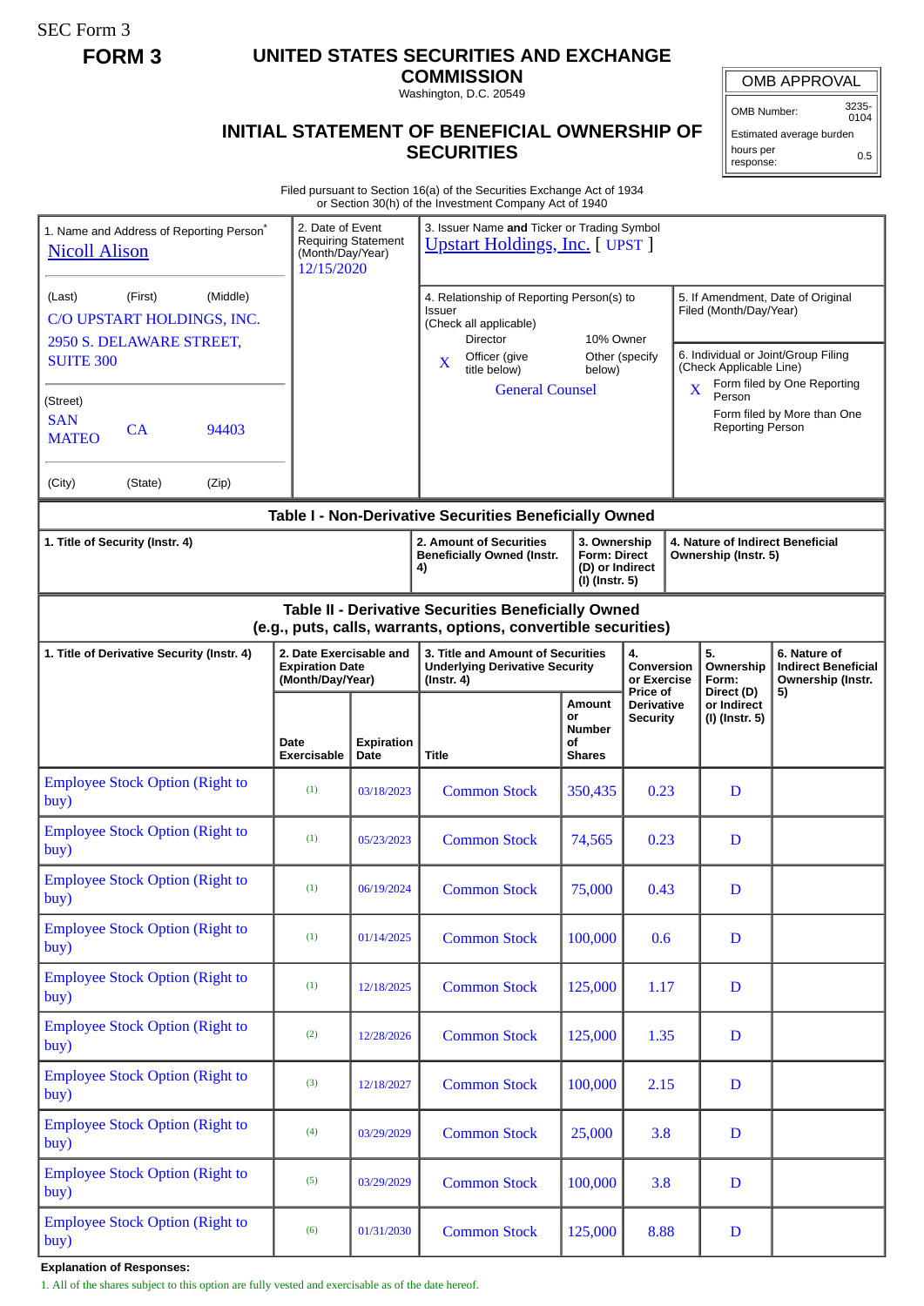SEC Form 3

**FORM 3**

# UNITED STATES SECURITIES AND EXCHANGE COMMISSION

Washington, D.C. 20549

## INITIAL STATEMENT OF BENEFICIAL OWNERSHIP OF SECURITIES

| OMB APPROVAL | |
|---|---|
| OMB Number: | 3235-0104 |
| Estimated average burden | |
| hours per response: | 0.5 |

Filed pursuant to Section 16(a) of the Securities Exchange Act of 1934
or Section 30(h) of the Investment Company Act of 1940

| 1. Name and Address of Reporting Person* | 2. Date of Event Requiring Statement (Month/Day/Year) | 3. Issuer Name and Ticker or Trading Symbol |
|---|---|---|
| Nicoll Alison | 12/15/2020 | Upstart Holdings, Inc. [ UPST ] |
| (Last) (First) (Middle) C/O UPSTART HOLDINGS, INC. 2950 S. DELAWARE STREET, SUITE 300 | | 4. Relationship of Reporting Person(s) to Issuer (Check all applicable) Director; 10% Owner; X Officer (give title below); Other (specify below) — General Counsel |
| (Street) SAN MATEO CA 94403 | | 5. If Amendment, Date of Original Filed (Month/Day/Year) |
| (City) (State) (Zip) | | 6. Individual or Joint/Group Filing (Check Applicable Line) X Form filed by One Reporting Person; Form filed by More than One Reporting Person |

**Table I - Non-Derivative Securities Beneficially Owned**

| 1. Title of Security (Instr. 4) | 2. Amount of Securities Beneficially Owned (Instr. 4) | 3. Ownership Form: Direct (D) or Indirect (I) (Instr. 5) | 4. Nature of Indirect Beneficial Ownership (Instr. 5) |
|---|---|---|---|

**Table II - Derivative Securities Beneficially Owned (e.g., puts, calls, warrants, options, convertible securities)**

| 1. Title of Derivative Security (Instr. 4) | 2. Date Exercisable and Expiration Date (Month/Day/Year) | | 3. Title and Amount of Securities Underlying Derivative Security (Instr. 4) | | 4. Conversion or Exercise Price of Derivative Security | 5. Ownership Form: Direct (D) or Indirect (I) (Instr. 5) | 6. Nature of Indirect Beneficial Ownership (Instr. 5) |
|---|---|---|---|---|---|---|---|
| | Date Exercisable | Expiration Date | Title | Amount or Number of Shares | | | |
| Employee Stock Option (Right to buy) | (1) | 03/18/2023 | Common Stock | 350,435 | 0.23 | D | |
| Employee Stock Option (Right to buy) | (1) | 05/23/2023 | Common Stock | 74,565 | 0.23 | D | |
| Employee Stock Option (Right to buy) | (1) | 06/19/2024 | Common Stock | 75,000 | 0.43 | D | |
| Employee Stock Option (Right to buy) | (1) | 01/14/2025 | Common Stock | 100,000 | 0.6 | D | |
| Employee Stock Option (Right to buy) | (1) | 12/18/2025 | Common Stock | 125,000 | 1.17 | D | |
| Employee Stock Option (Right to buy) | (2) | 12/28/2026 | Common Stock | 125,000 | 1.35 | D | |
| Employee Stock Option (Right to buy) | (3) | 12/18/2027 | Common Stock | 100,000 | 2.15 | D | |
| Employee Stock Option (Right to buy) | (4) | 03/29/2029 | Common Stock | 25,000 | 3.8 | D | |
| Employee Stock Option (Right to buy) | (5) | 03/29/2029 | Common Stock | 100,000 | 3.8 | D | |
| Employee Stock Option (Right to buy) | (6) | 01/31/2030 | Common Stock | 125,000 | 8.88 | D | |

**Explanation of Responses:**

1. All of the shares subject to this option are fully vested and exercisable as of the date hereof.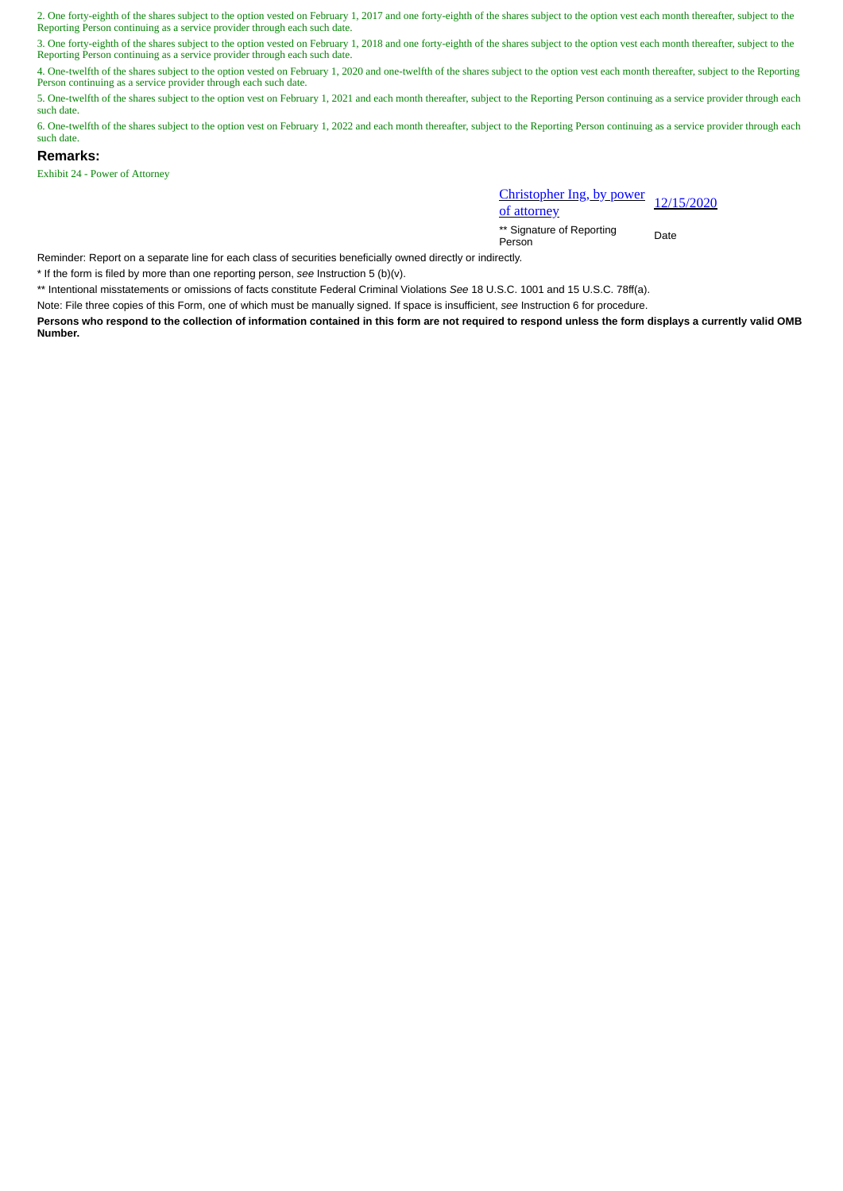2. One forty-eighth of the shares subject to the option vested on February 1, 2017 and one forty-eighth of the shares subject to the option vest each month thereafter, subject to the Reporting Person continuing as a service provider through each such date.

3. One forty-eighth of the shares subject to the option vested on February 1, 2018 and one forty-eighth of the shares subject to the option vest each month thereafter, subject to the Reporting Person continuing as a service provider through each such date.

4. One-twelfth of the shares subject to the option vested on February 1, 2020 and one-twelfth of the shares subject to the option vest each month thereafter, subject to the Reporting Person continuing as a service provider through each such date.

5. One-twelfth of the shares subject to the option vest on February 1, 2021 and each month thereafter, subject to the Reporting Person continuing as a service provider through each such date.

6. One-twelfth of the shares subject to the option vest on February 1, 2022 and each month thereafter, subject to the Reporting Person continuing as a service provider through each such date.

## Remarks:

Exhibit 24 - Power of Attorney

| Christopher Ing, by power of attorney | 12/15/2020 |
|---|---|
| ** Signature of Reporting Person | Date |

Reminder: Report on a separate line for each class of securities beneficially owned directly or indirectly.

* If the form is filed by more than one reporting person, *see* Instruction 5 (b)(v).

** Intentional misstatements or omissions of facts constitute Federal Criminal Violations *See* 18 U.S.C. 1001 and 15 U.S.C. 78ff(a).

Note: File three copies of this Form, one of which must be manually signed. If space is insufficient, *see* Instruction 6 for procedure.

**Persons who respond to the collection of information contained in this form are not required to respond unless the form displays a currently valid OMB Number.**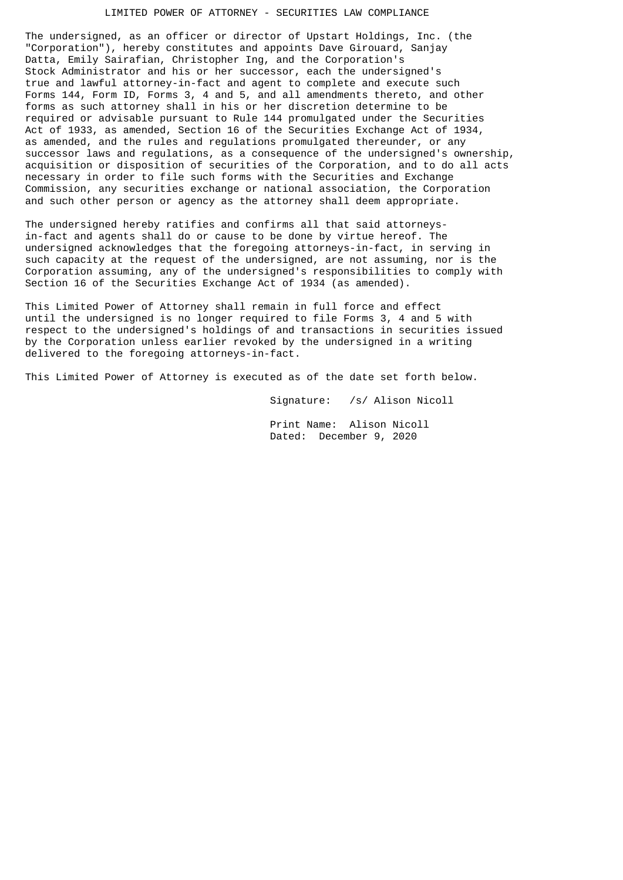# LIMITED POWER OF ATTORNEY - SECURITIES LAW COMPLIANCE

The undersigned, as an officer or director of Upstart Holdings, Inc. (the "Corporation"), hereby constitutes and appoints Dave Girouard, Sanjay Datta, Emily Sairafian, Christopher Ing, and the Corporation's Stock Administrator and his or her successor, each the undersigned's true and lawful attorney-in-fact and agent to complete and execute such Forms 144, Form ID, Forms 3, 4 and 5, and all amendments thereto, and other forms as such attorney shall in his or her discretion determine to be required or advisable pursuant to Rule 144 promulgated under the Securities Act of 1933, as amended, Section 16 of the Securities Exchange Act of 1934, as amended, and the rules and regulations promulgated thereunder, or any successor laws and regulations, as a consequence of the undersigned's ownership, acquisition or disposition of securities of the Corporation, and to do all acts necessary in order to file such forms with the Securities and Exchange Commission, any securities exchange or national association, the Corporation and such other person or agency as the attorney shall deem appropriate.

The undersigned hereby ratifies and confirms all that said attorneys-in-fact and agents shall do or cause to be done by virtue hereof. The undersigned acknowledges that the foregoing attorneys-in-fact, in serving in such capacity at the request of the undersigned, are not assuming, nor is the Corporation assuming, any of the undersigned's responsibilities to comply with Section 16 of the Securities Exchange Act of 1934 (as amended).

This Limited Power of Attorney shall remain in full force and effect until the undersigned is no longer required to file Forms 3, 4 and 5 with respect to the undersigned's holdings of and transactions in securities issued by the Corporation unless earlier revoked by the undersigned in a writing delivered to the foregoing attorneys-in-fact.

This Limited Power of Attorney is executed as of the date set forth below.

Signature: /s/ Alison Nicoll

Print Name: Alison Nicoll
Dated: December 9, 2020